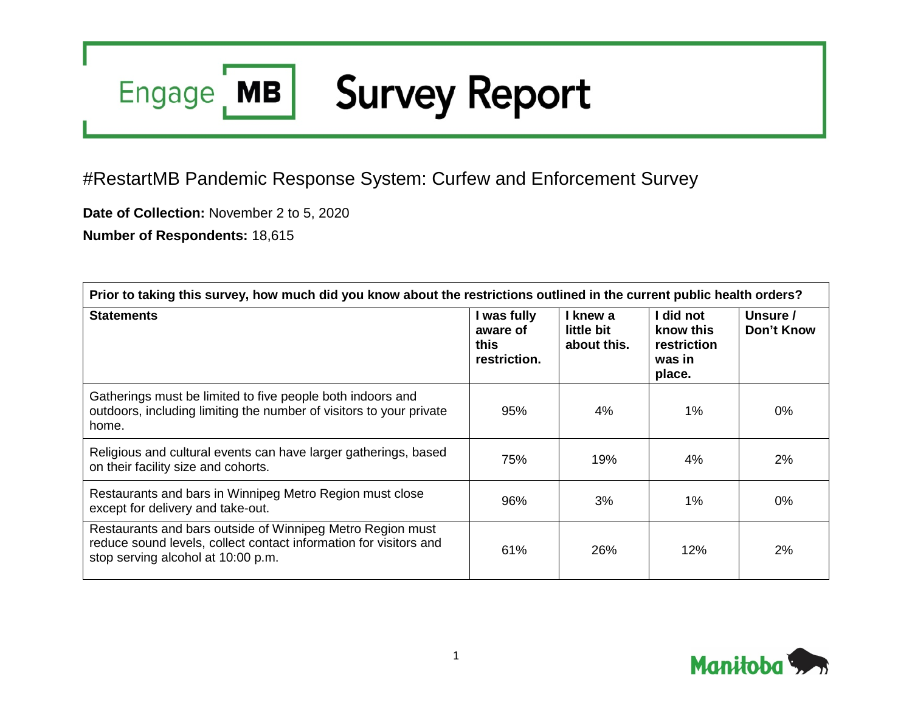# Engage MB Survey Report

## #RestartMB Pandemic Response System: Curfew and Enforcement Survey

**Date of Collection:** November 2 to 5, 2020

**Number of Respondents:** 18,615

**Prior to taking this survey, how much did you know about the restrictions outlined in the current public health orders?**

| Statements | I was fully aware of this restriction. | I knew a little bit about this. | I did not know this restriction was in place. | Unsure / Don't Know |
|---|---|---|---|---|
| Gatherings must be limited to five people both indoors and outdoors, including limiting the number of visitors to your private home. | 95% | 4% | 1% | 0% |
| Religious and cultural events can have larger gatherings, based on their facility size and cohorts. | 75% | 19% | 4% | 2% |
| Restaurants and bars in Winnipeg Metro Region must close except for delivery and take-out. | 96% | 3% | 1% | 0% |
| Restaurants and bars outside of Winnipeg Metro Region must reduce sound levels, collect contact information for visitors and stop serving alcohol at 10:00 p.m. | 61% | 26% | 12% | 2% |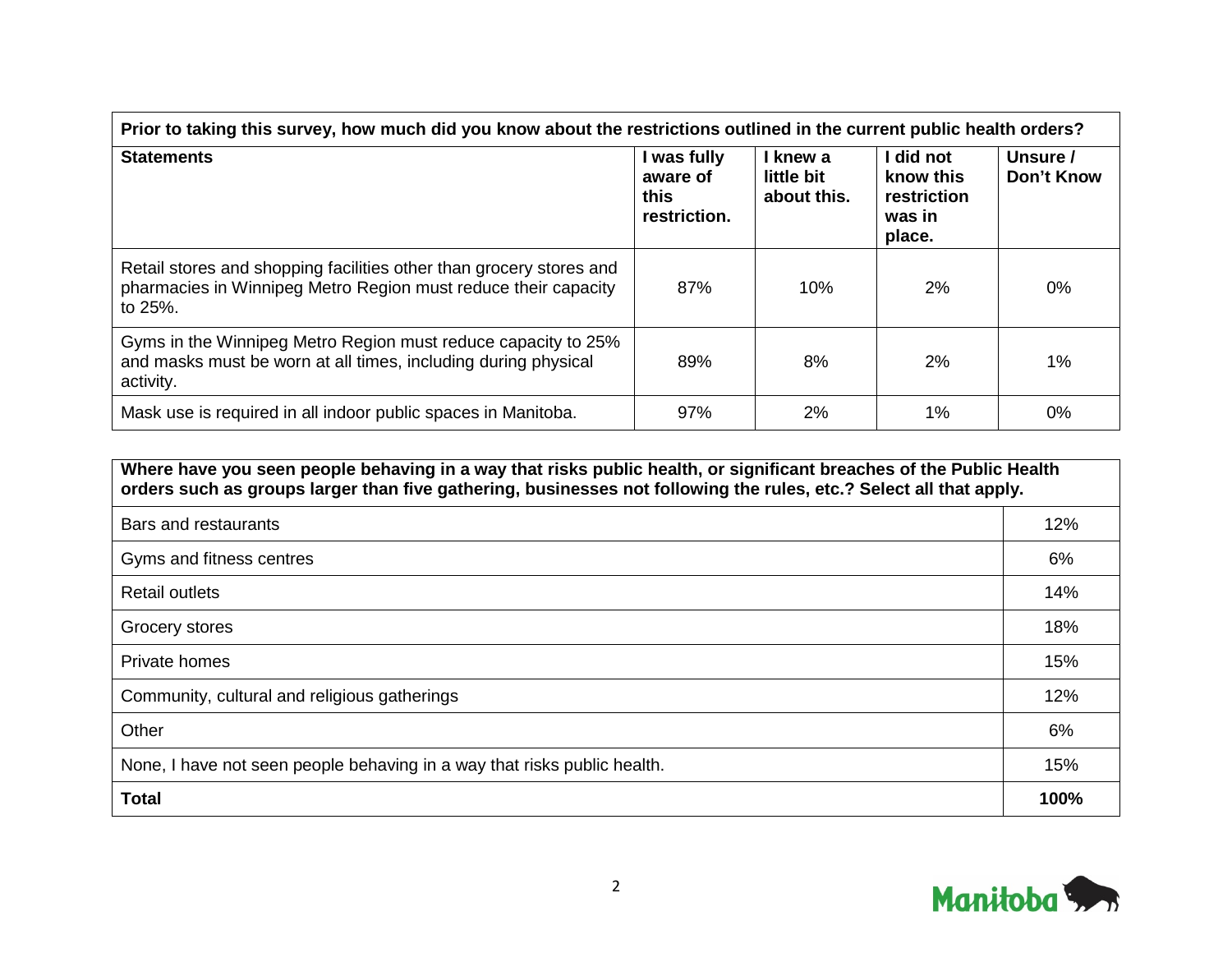| Prior to taking this survey, how much did you know about the restrictions outlined in the current public health orders? | | | | |
|---|---|---|---|---|
| **Statements** | **I was fully aware of this restriction.** | **I knew a little bit about this.** | **I did not know this restriction was in place.** | **Unsure / Don't Know** |
| Retail stores and shopping facilities other than grocery stores and pharmacies in Winnipeg Metro Region must reduce their capacity to 25%. | 87% | 10% | 2% | 0% |
| Gyms in the Winnipeg Metro Region must reduce capacity to 25% and masks must be worn at all times, including during physical activity. | 89% | 8% | 2% | 1% |
| Mask use is required in all indoor public spaces in Manitoba. | 97% | 2% | 1% | 0% |

| Where have you seen people behaving in a way that risks public health, or significant breaches of the Public Health orders such as groups larger than five gathering, businesses not following the rules, etc.? Select all that apply. | |
|---|---|
| Bars and restaurants | 12% |
| Gyms and fitness centres | 6% |
| Retail outlets | 14% |
| Grocery stores | 18% |
| Private homes | 15% |
| Community, cultural and religious gatherings | 12% |
| Other | 6% |
| None, I have not seen people behaving in a way that risks public health. | 15% |
| **Total** | **100%** |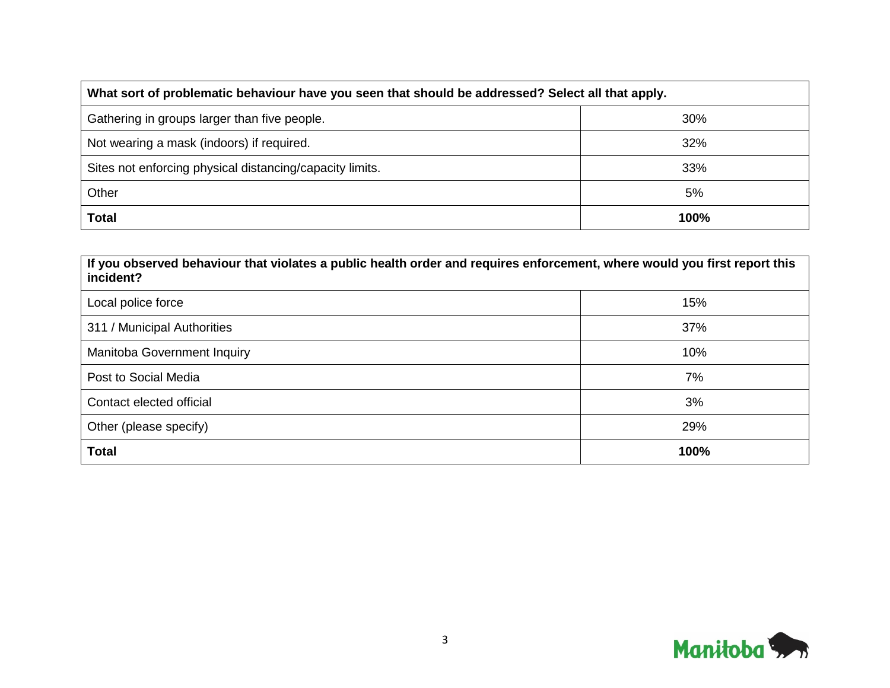| What sort of problematic behaviour have you seen that should be addressed? Select all that apply. | |
|---|---|
| Gathering in groups larger than five people. | 30% |
| Not wearing a mask (indoors) if required. | 32% |
| Sites not enforcing physical distancing/capacity limits. | 33% |
| Other | 5% |
| **Total** | **100%** |

| If you observed behaviour that violates a public health order and requires enforcement, where would you first report this incident? | |
|---|---|
| Local police force | 15% |
| 311 / Municipal Authorities | 37% |
| Manitoba Government Inquiry | 10% |
| Post to Social Media | 7% |
| Contact elected official | 3% |
| Other (please specify) | 29% |
| **Total** | **100%** |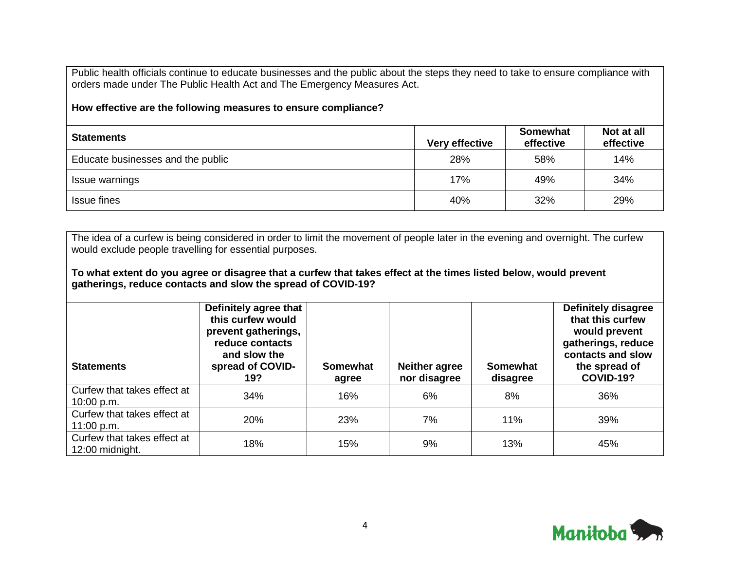Public health officials continue to educate businesses and the public about the steps they need to take to ensure compliance with orders made under The Public Health Act and The Emergency Measures Act.

**How effective are the following measures to ensure compliance?**

| Statements | Very effective | Somewhat effective | Not at all effective |
|---|---|---|---|
| Educate businesses and the public | 28% | 58% | 14% |
| Issue warnings | 17% | 49% | 34% |
| Issue fines | 40% | 32% | 29% |

The idea of a curfew is being considered in order to limit the movement of people later in the evening and overnight. The curfew would exclude people travelling for essential purposes.

**To what extent do you agree or disagree that a curfew that takes effect at the times listed below, would prevent gatherings, reduce contacts and slow the spread of COVID-19?**

| Statements | Definitely agree that this curfew would prevent gatherings, reduce contacts and slow the spread of COVID-19? | Somewhat agree | Neither agree nor disagree | Somewhat disagree | Definitely disagree that this curfew would prevent gatherings, reduce contacts and slow the spread of COVID-19? |
|---|---|---|---|---|---|
| Curfew that takes effect at 10:00 p.m. | 34% | 16% | 6% | 8% | 36% |
| Curfew that takes effect at 11:00 p.m. | 20% | 23% | 7% | 11% | 39% |
| Curfew that takes effect at 12:00 midnight. | 18% | 15% | 9% | 13% | 45% |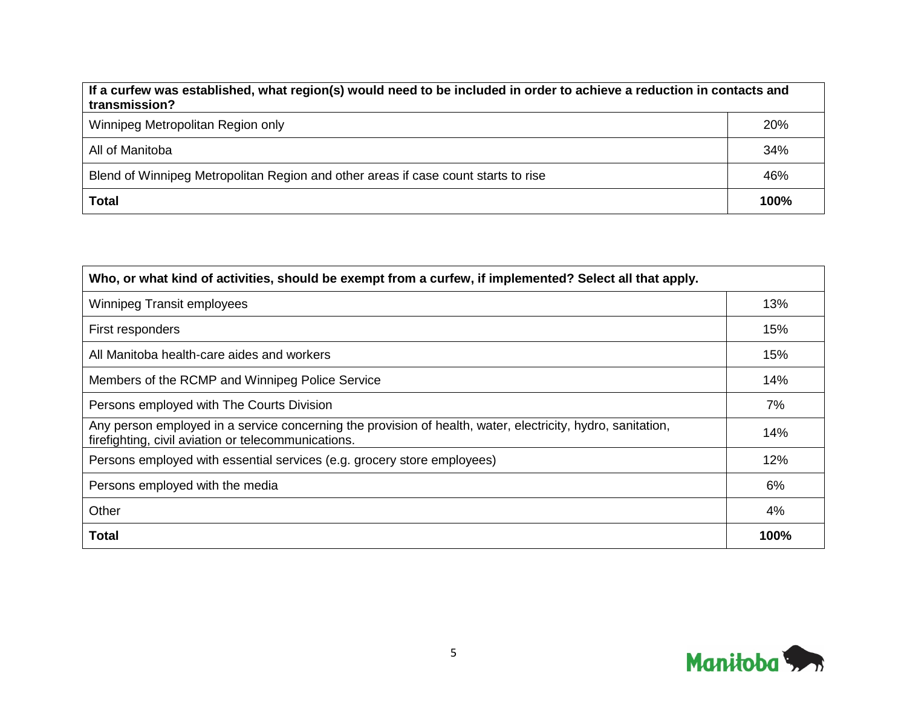| If a curfew was established, what region(s) would need to be included in order to achieve a reduction in contacts and transmission? | |
|---|---|
| Winnipeg Metropolitan Region only | 20% |
| All of Manitoba | 34% |
| Blend of Winnipeg Metropolitan Region and other areas if case count starts to rise | 46% |
| **Total** | **100%** |

| Who, or what kind of activities, should be exempt from a curfew, if implemented? Select all that apply. | |
|---|---|
| Winnipeg Transit employees | 13% |
| First responders | 15% |
| All Manitoba health-care aides and workers | 15% |
| Members of the RCMP and Winnipeg Police Service | 14% |
| Persons employed with The Courts Division | 7% |
| Any person employed in a service concerning the provision of health, water, electricity, hydro, sanitation, firefighting, civil aviation or telecommunications. | 14% |
| Persons employed with essential services (e.g. grocery store employees) | 12% |
| Persons employed with the media | 6% |
| Other | 4% |
| **Total** | **100%** |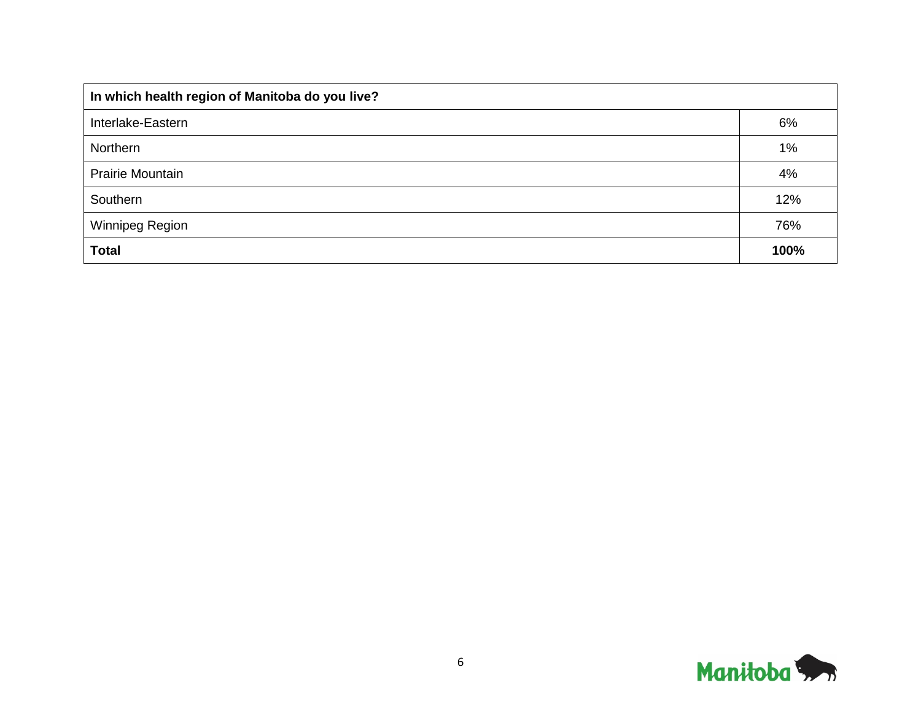| In which health region of Manitoba do you live? | |
|---|---|
| Interlake-Eastern | 6% |
| Northern | 1% |
| Prairie Mountain | 4% |
| Southern | 12% |
| Winnipeg Region | 76% |
| **Total** | **100%** |